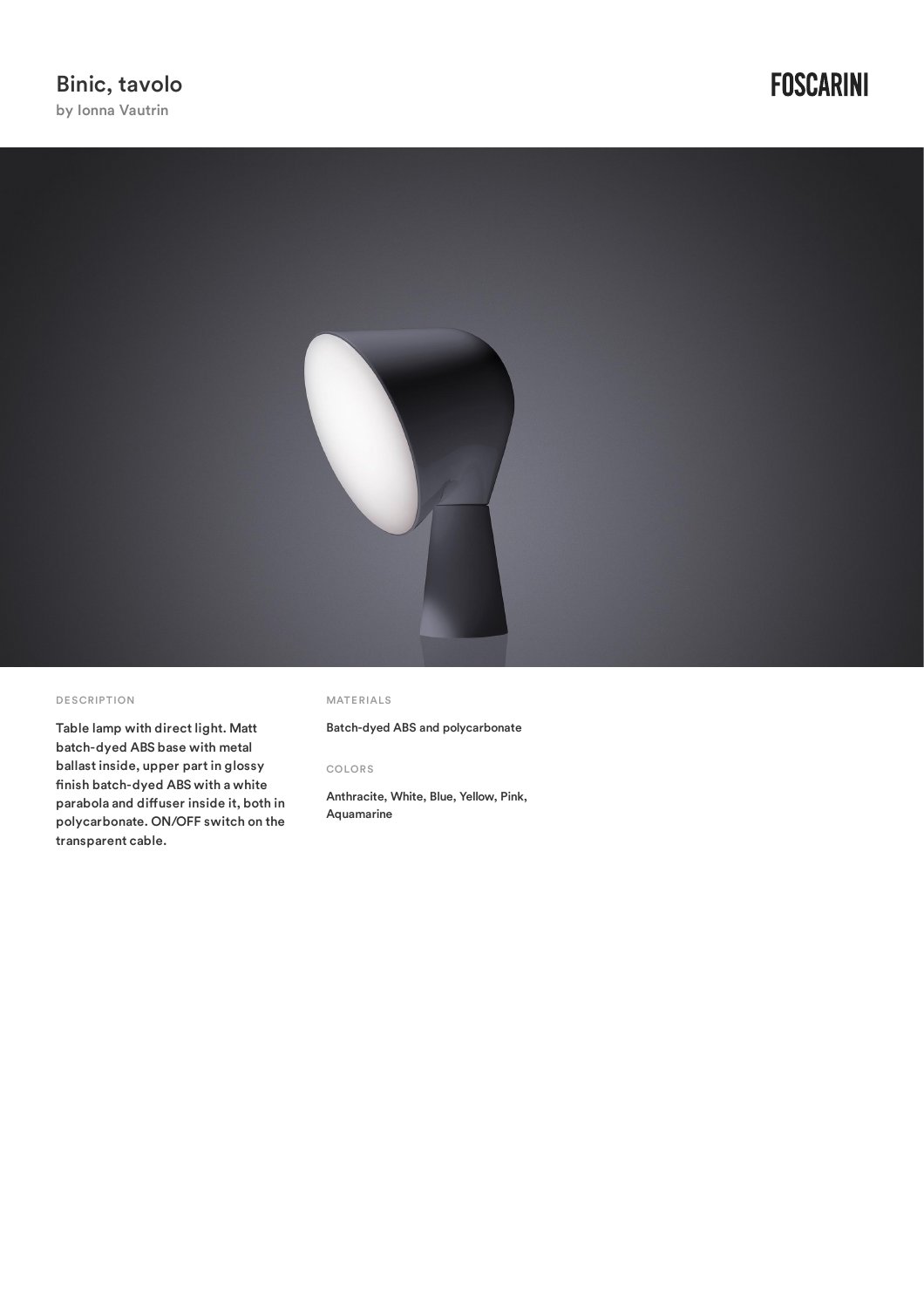# Binic, tavolo

by Ionna Vautrin

FOSCARINI

## DESCRIPTION

Table lamp with direct light. Matt batch-dyed ABS base with metal ballast inside, upper part in glossy finish batch-dyed ABS with a white parabola and diffuser inside it, both in polycarbonate. ON/OFF switch on the transparent cable.

## MATERIALS

Batch-dyed ABS and polycarbonate

## COLORS

Anthracite, White, Blue, Yellow, Pink, Aquamarine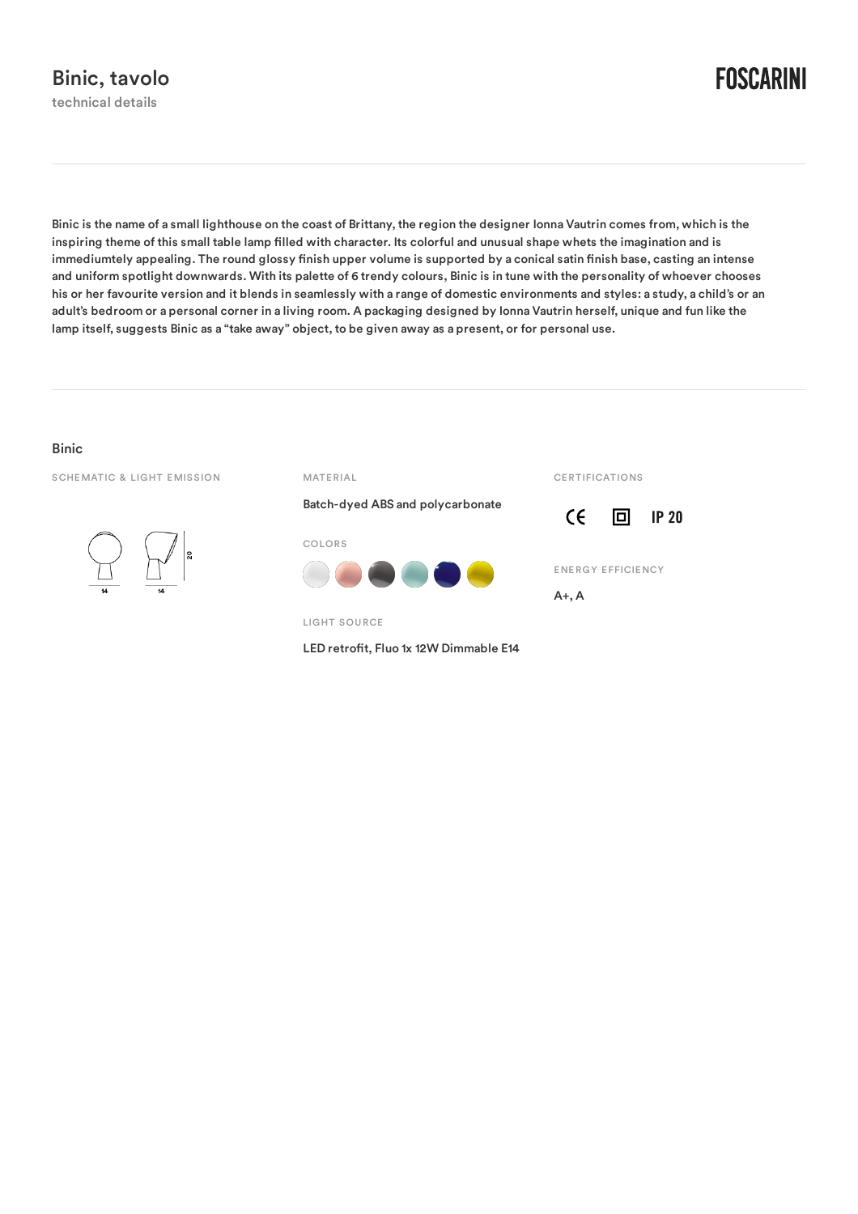# Binic, tavolo

technical details

FOSCARINI

Binic is the name of a small lighthouse on the coast of Brittany, the region the designer Ionna Vautrin comes from, which is the inspiring theme of this small table lamp filled with character. Its colorful and unusual shape whets the imagination and is immediumtely appealing. The round glossy finish upper volume is supported by a conical satin finish base, casting an intense and uniform spotlight downwards. With its palette of 6 trendy colours, Binic is in tune with the personality of whoever chooses his or her favourite version and it blends in seamlessly with a range of domestic environments and styles: a study, a child's or an adult's bedroom or a personal corner in a living room. A packaging designed by Ionna Vautrin herself, unique and fun like the lamp itself, suggests Binic as a "take away" object, to be given away as a present, or for personal use.

## Binic

SCHEMATIC & LIGHT EMISSION

14 14 20

MATERIAL

Batch-dyed ABS and polycarbonate

COLORS

LIGHT SOURCE

LED retrofit, Fluo 1x 12W Dimmable E14

CERTIFICATIONS

CE IP 20

ENERGY EFFICIENCY

A+, A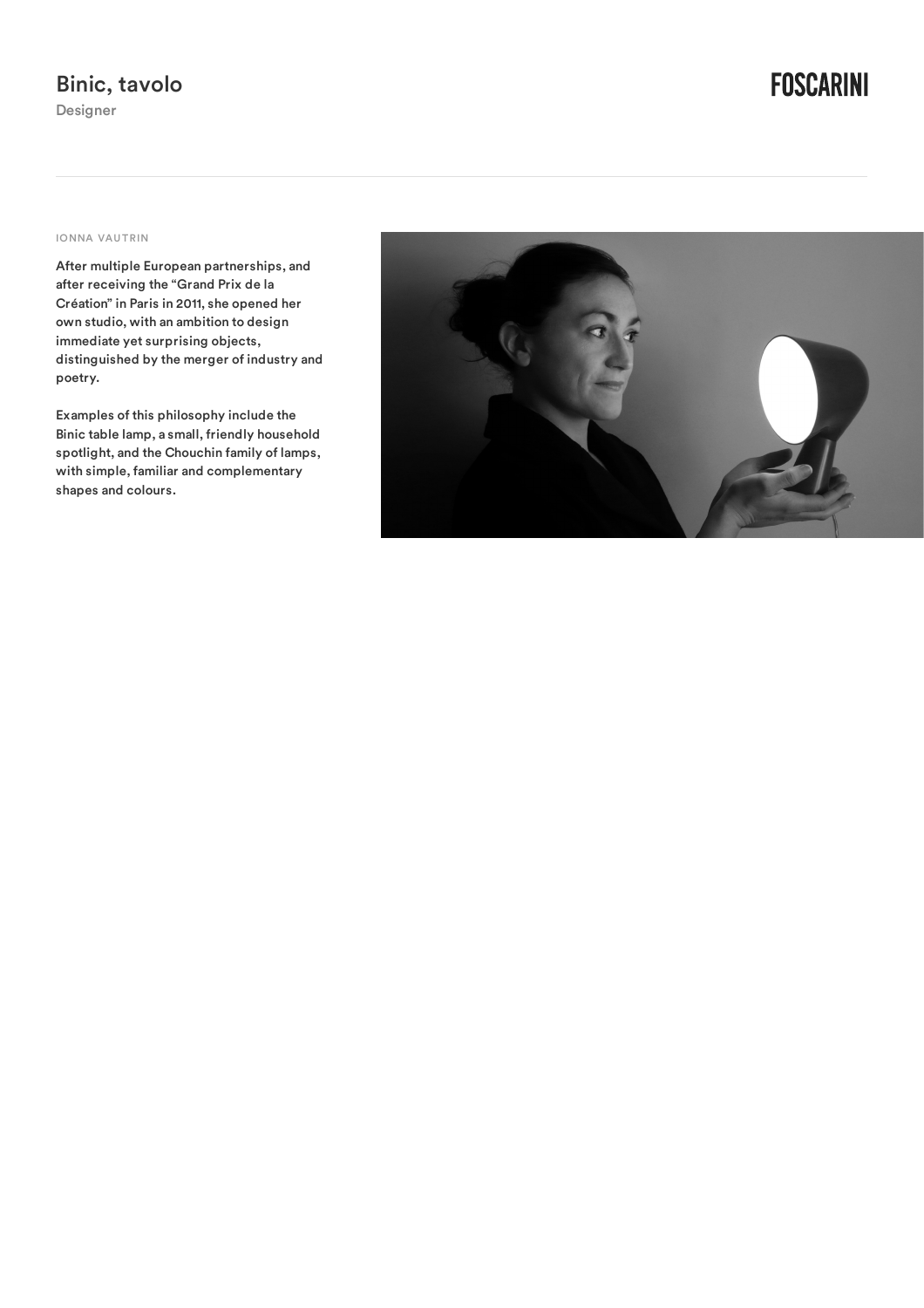# Binic, tavolo

Designer

IONNA VAUTRIN

After multiple European partnerships, and after receiving the "Grand Prix de la Création" in Paris in 2011, she opened her own studio, with an ambition to design immediate yet surprising objects, distinguished by the merger of industry and poetry.

Examples of this philosophy include the Binic table lamp, a small, friendly household spotlight, and the Chouchin family of lamps, with simple, familiar and complementary shapes and colours.